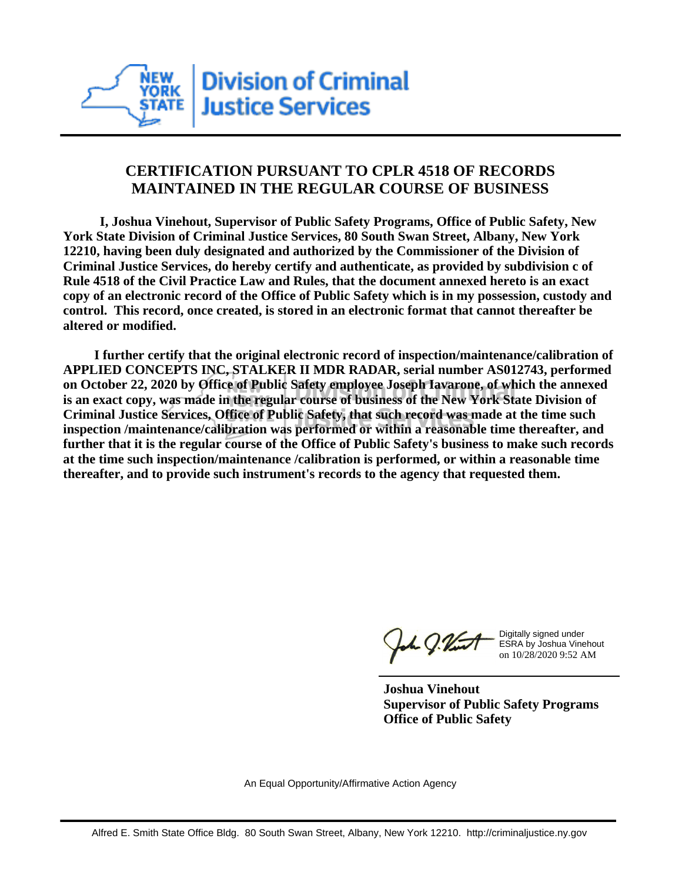New York State Division of Criminal Justice Services

# CERTIFICATION PURSUANT TO CPLR 4518 OF RECORDS MAINTAINED IN THE REGULAR COURSE OF BUSINESS

**I, Joshua Vinehout, Supervisor of Public Safety Programs, Office of Public Safety, New York State Division of Criminal Justice Services, 80 South Swan Street, Albany, New York 12210, having been duly designated and authorized by the Commissioner of the Division of Criminal Justice Services, do hereby certify and authenticate, as provided by subdivision c of Rule 4518 of the Civil Practice Law and Rules, that the document annexed hereto is an exact copy of an electronic record of the Office of Public Safety which is in my possession, custody and control. This record, once created, is stored in an electronic format that cannot thereafter be altered or modified.**

**I further certify that the original electronic record of inspection/maintenance/calibration of APPLIED CONCEPTS INC, STALKER II MDR RADAR, serial number AS012743, performed on October 22, 2020 by Office of Public Safety employee Joseph Iavarone, of which the annexed is an exact copy, was made in the regular course of business of the New York State Division of Criminal Justice Services, Office of Public Safety, that such record was made at the time such inspection /maintenance/calibration was performed or within a reasonable time thereafter, and further that it is the regular course of the Office of Public Safety's business to make such records at the time such inspection/maintenance /calibration is performed, or within a reasonable time thereafter, and to provide such instrument's records to the agency that requested them.**

Digitally signed under ESRA by Joshua Vinehout on 10/28/2020 9:52 AM

**Joshua Vinehout**
**Supervisor of Public Safety Programs**
**Office of Public Safety**

An Equal Opportunity/Affirmative Action Agency

Alfred E. Smith State Office Bldg. 80 South Swan Street, Albany, New York 12210. http://criminaljustice.ny.gov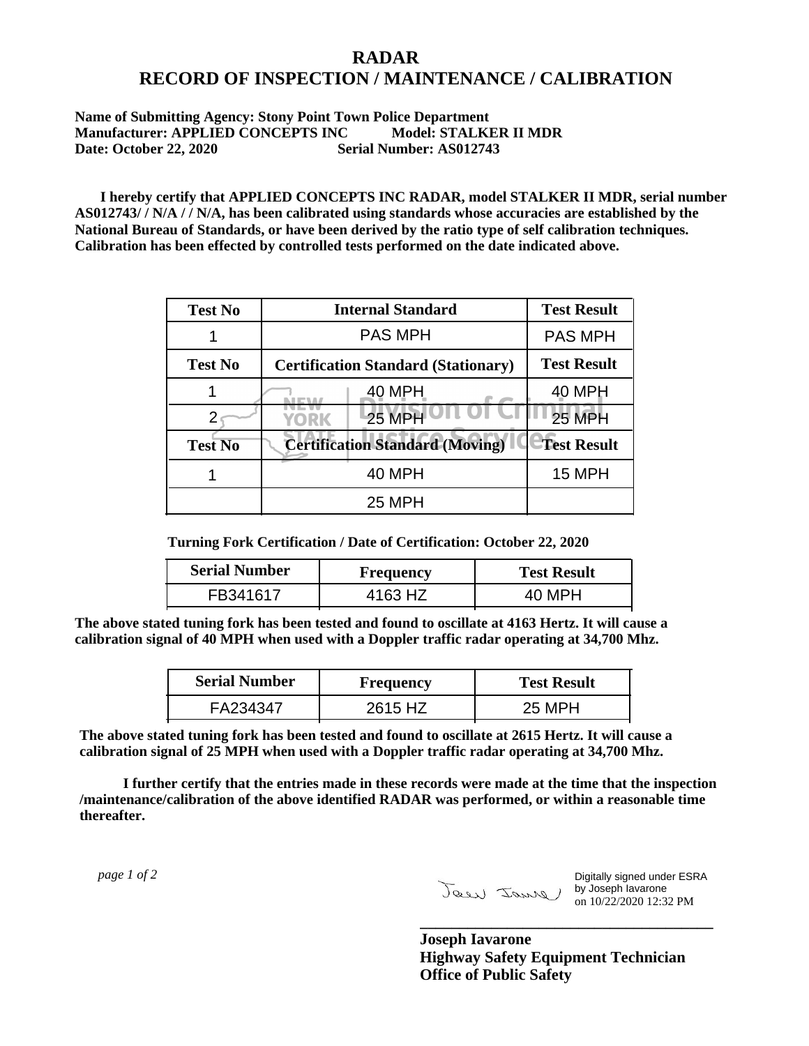# RADAR
# RECORD OF INSPECTION / MAINTENANCE / CALIBRATION

**Name of Submitting Agency: Stony Point Town Police Department**
**Manufacturer: APPLIED CONCEPTS INC Model: STALKER II MDR**
**Date: October 22, 2020 Serial Number: AS012743**

**I hereby certify that APPLIED CONCEPTS INC RADAR, model STALKER II MDR, serial number AS012743/ / N/A / / N/A, has been calibrated using standards whose accuracies are established by the National Bureau of Standards, or have been derived by the ratio type of self calibration techniques. Calibration has been effected by controlled tests performed on the date indicated above.**

| Test No | Internal Standard | Test Result |
|---|---|---|
| 1 | PAS MPH | PAS MPH |
| **Test No** | **Certification Standard (Stationary)** | **Test Result** |
| 1 | 40 MPH | 40 MPH |
| 2 | 25 MPH | 25 MPH |
| **Test No** | **Certification Standard (Moving)** | **Test Result** |
| 1 | 40 MPH | 15 MPH |
| | 25 MPH | |

**Turning Fork Certification / Date of Certification: October 22, 2020**

| Serial Number | Frequency | Test Result |
|---|---|---|
| FB341617 | 4163 HZ | 40 MPH |

**The above stated tuning fork has been tested and found to oscillate at 4163 Hertz. It will cause a calibration signal of 40 MPH when used with a Doppler traffic radar operating at 34,700 Mhz.**

| Serial Number | Frequency | Test Result |
|---|---|---|
| FA234347 | 2615 HZ | 25 MPH |

**The above stated tuning fork has been tested and found to oscillate at 2615 Hertz. It will cause a calibration signal of 25 MPH when used with a Doppler traffic radar operating at 34,700 Mhz.**

**I further certify that the entries made in these records were made at the time that the inspection /maintenance/calibration of the above identified RADAR was performed, or within a reasonable time thereafter.**

Digitally signed under ESRA by Joseph Iavarone on 10/22/2020 12:32 PM

**Joseph Iavarone**
**Highway Safety Equipment Technician**
**Office of Public Safety**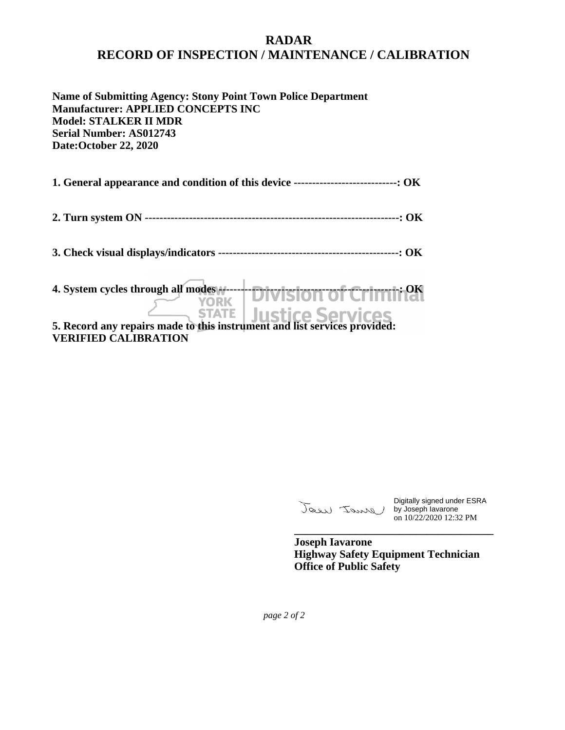# RADAR
# RECORD OF INSPECTION / MAINTENANCE / CALIBRATION

**Name of Submitting Agency: Stony Point Town Police Department**
**Manufacturer: APPLIED CONCEPTS INC**
**Model: STALKER II MDR**
**Serial Number: AS012743**
**Date:October 22, 2020**

**1. General appearance and condition of this device ----------------------------: OK**

**2. Turn system ON -------------------------------------------------------------------: OK**

**3. Check visual displays/indicators -------------------------------------------------: OK**

**4. System cycles through all modes --------------------------------------------------: OK**

**5. Record any repairs made to this instrument and list services provided:**
**VERIFIED CALIBRATION**

Digitally signed under ESRA by Joseph Iavarone on 10/22/2020 12:32 PM

______________________________________

**Joseph Iavarone**
**Highway Safety Equipment Technician**
**Office of Public Safety**